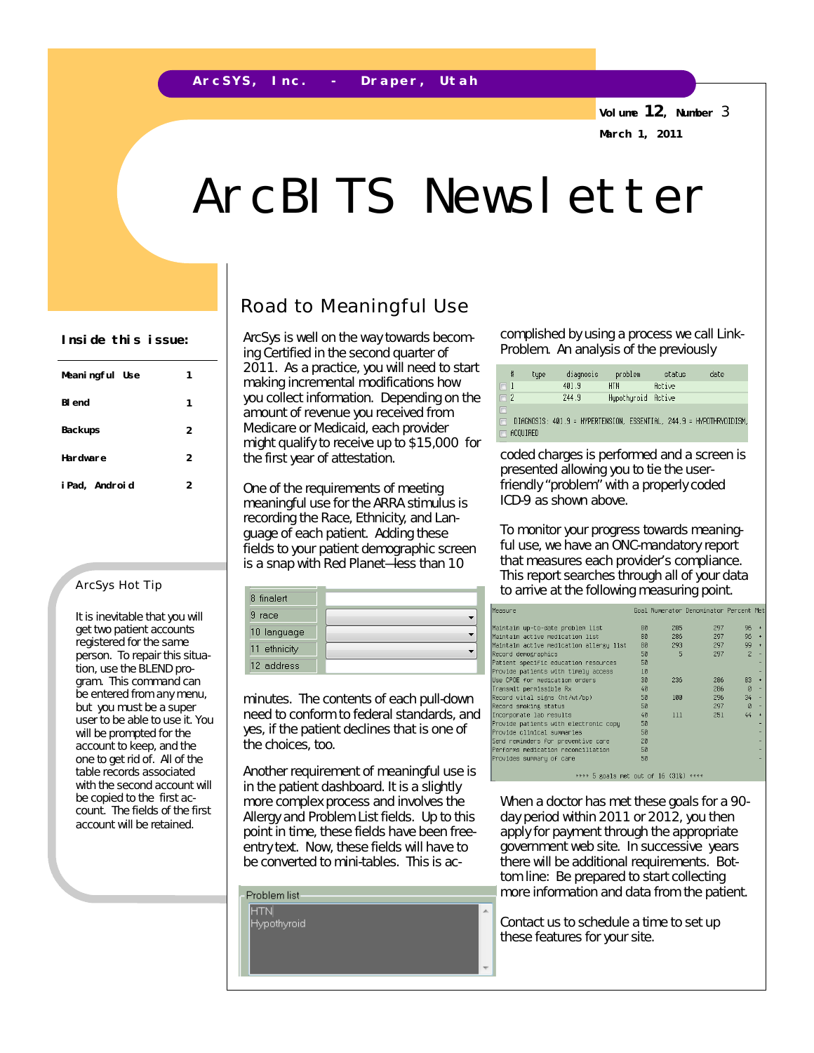ArcSYS, Inc. - Draper, Utah

Volume 12, Number 3
March 1, 2011

# ArcBITS Newsletter

**Inside this issue:**

| | |
|---|---|
| Meaningful Use | 1 |
| Blend | 1 |
| Backups | 2 |
| Hardware | 2 |
| iPad, Android | 2 |

### ArcSys Hot Tip

It is inevitable that you will get two patient accounts registered for the same person. To repair this situation, use the BLEND program. This command can be entered from any menu, but you must be a super user to be able to use it. You will be prompted for the account to keep, and the one to get rid of. All of the table records associated with the second account will be copied to the first account. The fields of the first account will be retained.

## Road to Meaningful Use

ArcSys is well on the way towards becoming Certified in the second quarter of 2011. As a practice, you will need to start making incremental modifications how you collect information. Depending on the amount of revenue you received from Medicare or Medicaid, each provider might qualify to receive up to $15,000 for the first year of attestation.

One of the requirements of meeting meaningful use for the ARRA stimulus is recording the Race, Ethnicity, and Language of each patient. Adding these fields to your patient demographic screen is a snap with Red Planet—less than 10 minutes. The contents of each pull-down need to conform to federal standards, and yes, if the patient declines that is one of the choices, too.

| | |
|---|---|
| 8 finalert | |
| 9 race | |
| 10 language | |
| 11 ethnicity | |
| 12 address | |

Another requirement of meaningful use is in the patient dashboard. It is a slightly more complex process and involves the Allergy and Problem List fields. Up to this point in time, these fields have been free-entry text. Now, these fields will have to be converted to mini-tables. This is accomplished by using a process we call Link-Problem. An analysis of the previously coded charges is performed and a screen is presented allowing you to tie the user-friendly "problem" with a properly coded ICD-9 as shown above.

Problem list
HTN
Hypothyroid

| # | type | diagnosis | problem | status | date |
|---|---|---|---|---|---|
| 1 | | 401.9 | HTN | Active | |
| 2 | | 244.9 | Hypothyroid | Active | |

DIAGNOSIS: 401.9 = HYPERTENSION, ESSENTIAL, 244.9 = HYPOTHYROIDISM, ACQUIRED

To monitor your progress towards meaningful use, we have an ONC-mandatory report that measures each provider's compliance. This report searches through all of your data to arrive at the following measuring point.

| Measure | Goal | Numerator | Denominator | Percent | Met |
|---|---|---|---|---|---|
| Maintain up-to-date problem list | 80 | 285 | 297 | 96 | + |
| Maintain active medication list | 80 | 286 | 297 | 96 | + |
| Maintain active medication allergy list | 80 | 293 | 297 | 99 | + |
| Record demographics | 50 | 5 | 297 | 2 | - |
| Patient specific education resources | 50 | | | | - |
| Provide patients with timely access | 10 | | | | - |
| Use CPOE for medication orders | 30 | 236 | 286 | 83 | + |
| Transmit permissible Rx | 40 | | 286 | 0 | - |
| Record vital signs (ht/wt/bp) | 50 | 100 | 296 | 34 | - |
| Record smoking status | 50 | | 297 | 0 | - |
| Incorporate lab results | 40 | 111 | 251 | 44 | + |
| Provide patients with electronic copy | 50 | | | | - |
| Provide clinical summaries | 50 | | | | - |
| Send reminders for preventive care | 20 | | | | - |
| Performs medication reconciliation | 50 | | | | - |
| Provides summary of care | 50 | | | | - |

**** 5 goals met out of 16 (31%) ****

When a doctor has met these goals for a 90-day period within 2011 or 2012, you then apply for payment through the appropriate government web site. In successive years there will be additional requirements. Bottom line: Be prepared to start collecting more information and data from the patient.

Contact us to schedule a time to set up these features for your site.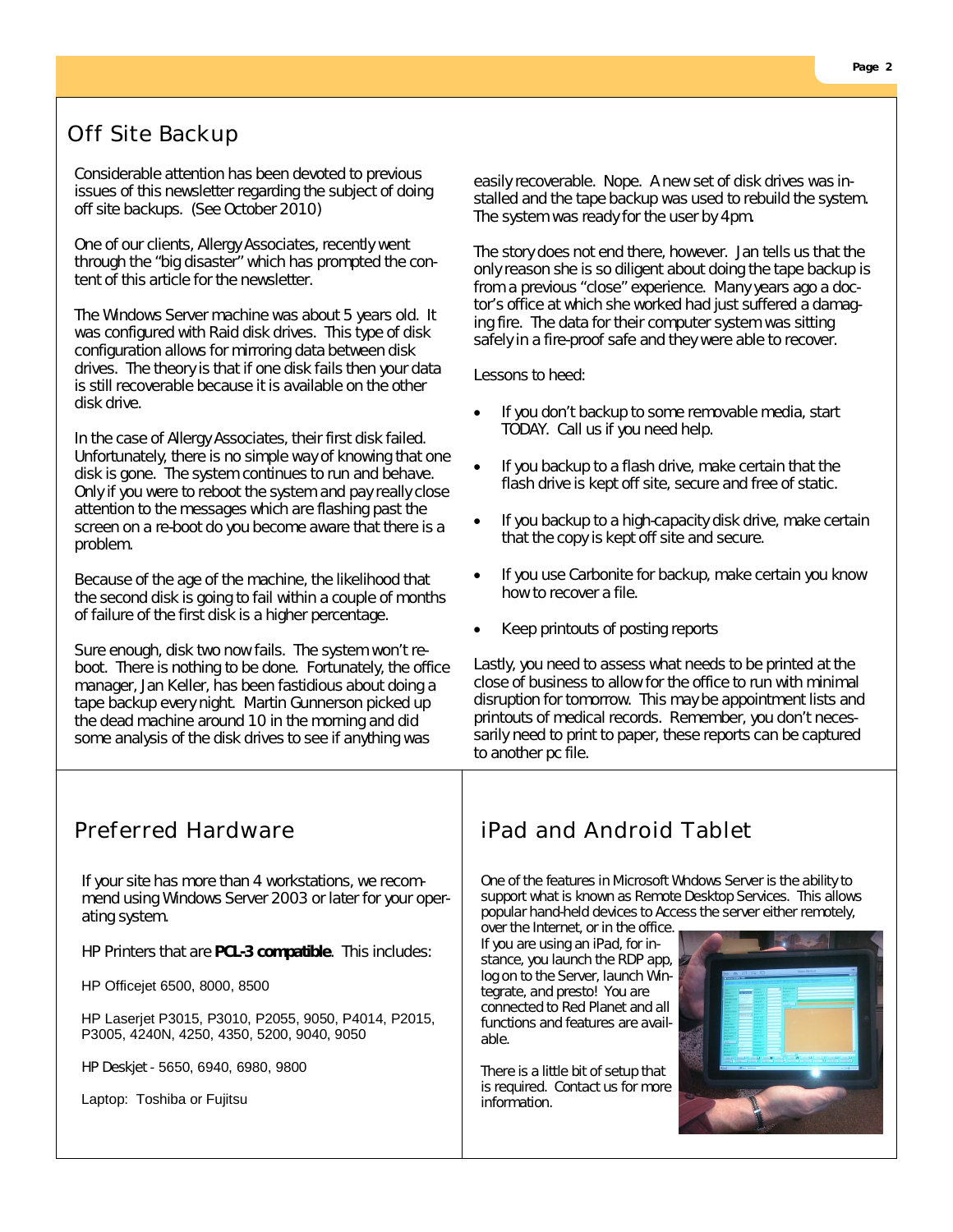## Off Site Backup

Considerable attention has been devoted to previous issues of this newsletter regarding the subject of doing off site backups. (See October 2010)

One of our clients, Allergy Associates, recently went through the "big disaster" which has prompted the content of this article for the newsletter.

The Windows Server machine was about 5 years old. It was configured with Raid disk drives. This type of disk configuration allows for mirroring data between disk drives. The theory is that if one disk fails then your data is still recoverable because it is available on the other disk drive.

In the case of Allergy Associates, their first disk failed. Unfortunately, there is no simple way of knowing that one disk is gone. The system continues to run and behave. Only if you were to reboot the system and pay really close attention to the messages which are flashing past the screen on a re-boot do you become aware that there is a problem.

Because of the age of the machine, the likelihood that the second disk is going to fail within a couple of months of failure of the first disk is a higher percentage.

Sure enough, disk two now fails. The system won't re-boot. There is nothing to be done. Fortunately, the office manager, Jan Keller, has been fastidious about doing a tape backup every night. Martin Gunnerson picked up the dead machine around 10 in the morning and did some analysis of the disk drives to see if anything was easily recoverable. Nope. A new set of disk drives was installed and the tape backup was used to rebuild the system. The system was ready for the user by 4pm.

The story does not end there, however. Jan tells us that the only reason she is so diligent about doing the tape backup is from a previous "close" experience. Many years ago a doctor's office at which she worked had just suffered a damaging fire. The data for their computer system was sitting safely in a fire-proof safe and they were able to recover.

Lessons to heed:

- If you don't backup to some removable media, start TODAY. Call us if you need help.
- If you backup to a flash drive, make certain that the flash drive is kept off site, secure and free of static.
- If you backup to a high-capacity disk drive, make certain that the copy is kept off site and secure.
- If you use Carbonite for backup, make certain you know how to recover a file.
- Keep printouts of posting reports

Lastly, you need to assess what needs to be printed at the close of business to allow for the office to run with minimal disruption for tomorrow. This may be appointment lists and printouts of medical records. Remember, you don't necessarily need to print to paper, these reports can be captured to another pc file.

## Preferred Hardware

If your site has more than 4 workstations, we recommend using Windows Server 2003 or later for your operating system.

HP Printers that are **PCL-3 compatible**. This includes:

HP Officejet 6500, 8000, 8500

HP Laserjet P3015, P3010, P2055, 9050, P4014, P2015, P3005, 4240N, 4250, 4350, 5200, 9040, 9050

HP Deskjet - 5650, 6940, 6980, 9800

Laptop: Toshiba or Fujitsu

## iPad and Android Tablet

One of the features in Microsoft Windows Server is the ability to support what is known as Remote Desktop Services. This allows popular hand-held devices to Access the server either remotely, over the Internet, or in the office. If you are using an iPad, for instance, you launch the RDP app, log on to the Server, launch Wintegrate, and presto! You are connected to Red Planet and all functions and features are available.

There is a little bit of setup that is required. Contact us for more information.